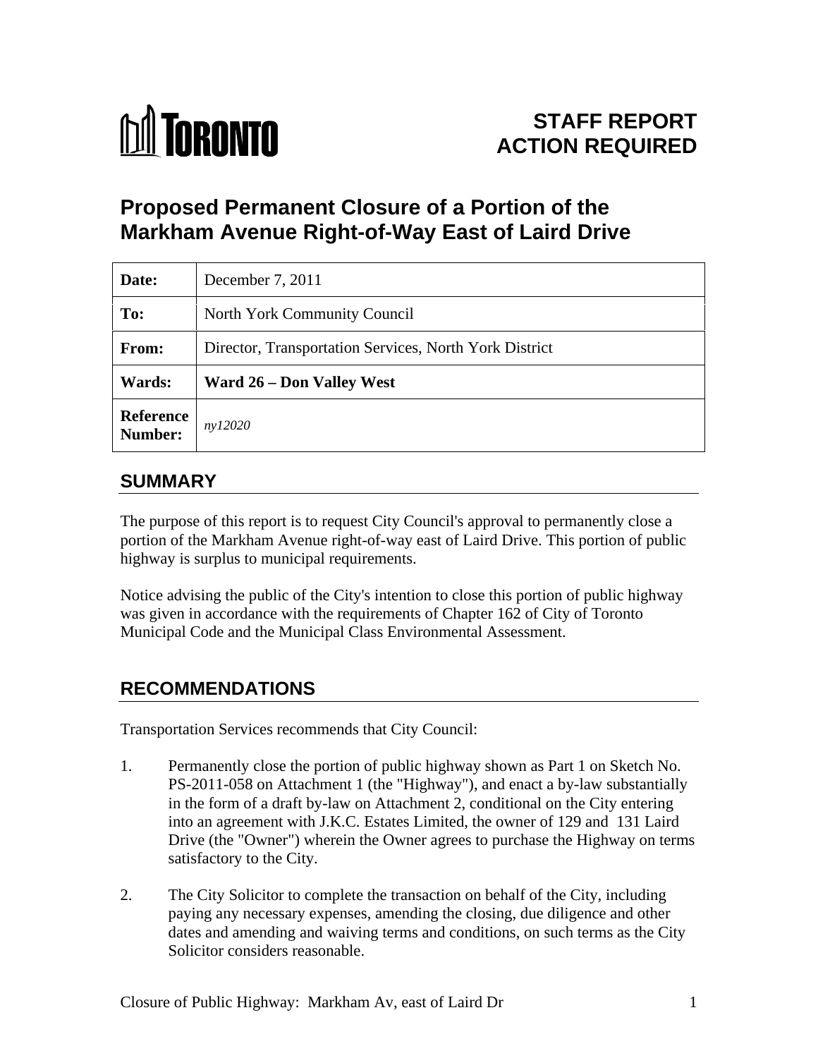TORONTO

**STAFF REPORT**
**ACTION REQUIRED**

# Proposed Permanent Closure of a Portion of the Markham Avenue Right-of-Way East of Laird Drive

| | |
|---|---|
| **Date:** | December 7, 2011 |
| **To:** | North York Community Council |
| **From:** | Director, Transportation Services, North York District |
| **Wards:** | **Ward 26 – Don Valley West** |
| **Reference Number:** | *ny12020* |

## SUMMARY

The purpose of this report is to request City Council's approval to permanently close a portion of the Markham Avenue right-of-way east of Laird Drive. This portion of public highway is surplus to municipal requirements.

Notice advising the public of the City's intention to close this portion of public highway was given in accordance with the requirements of Chapter 162 of City of Toronto Municipal Code and the Municipal Class Environmental Assessment.

## RECOMMENDATIONS

Transportation Services recommends that City Council:

1. Permanently close the portion of public highway shown as Part 1 on Sketch No. PS-2011-058 on Attachment 1 (the "Highway"), and enact a by-law substantially in the form of a draft by-law on Attachment 2, conditional on the City entering into an agreement with J.K.C. Estates Limited, the owner of 129 and 131 Laird Drive (the "Owner") wherein the Owner agrees to purchase the Highway on terms satisfactory to the City.

2. The City Solicitor to complete the transaction on behalf of the City, including paying any necessary expenses, amending the closing, due diligence and other dates and amending and waiving terms and conditions, on such terms as the City Solicitor considers reasonable.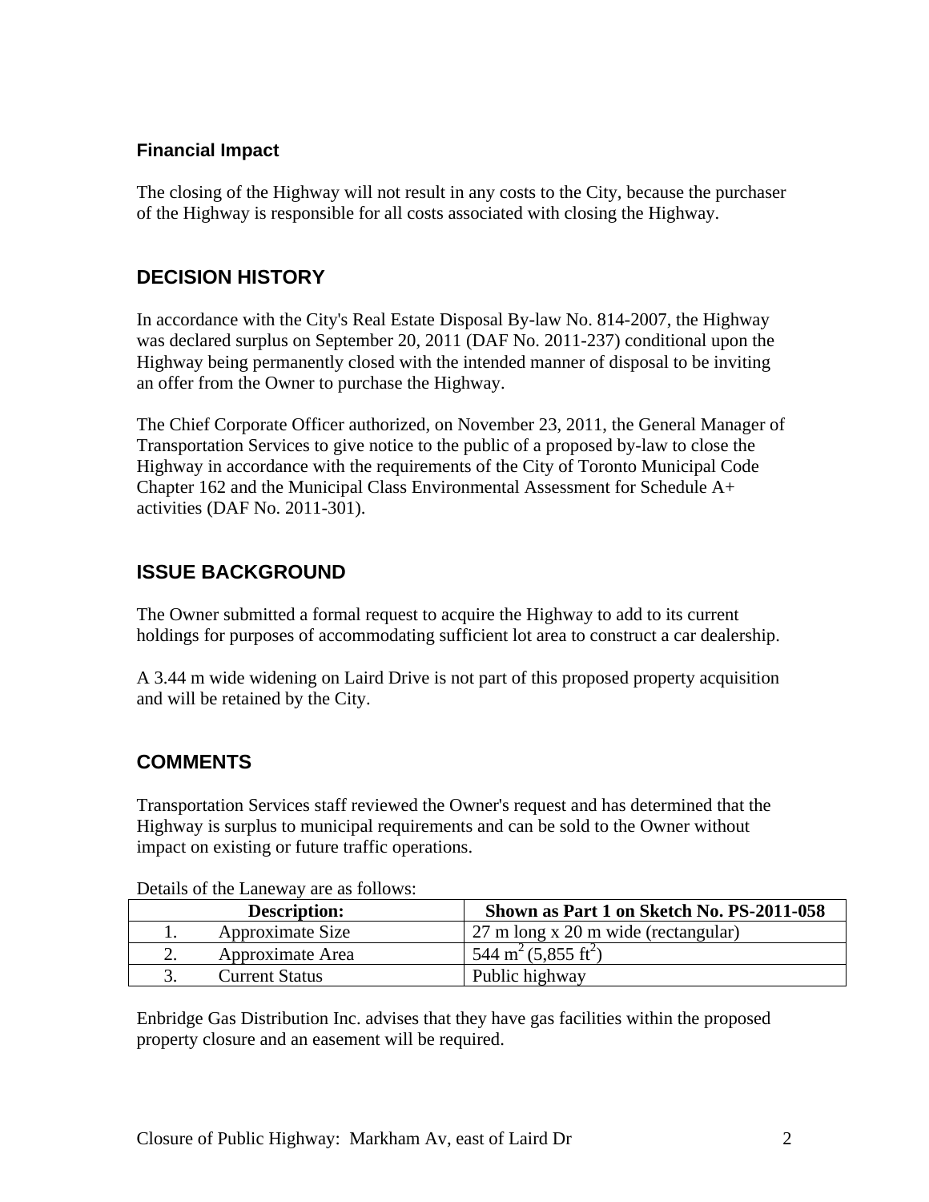### Financial Impact

The closing of the Highway will not result in any costs to the City, because the purchaser of the Highway is responsible for all costs associated with closing the Highway.

## DECISION HISTORY

In accordance with the City's Real Estate Disposal By-law No. 814-2007, the Highway was declared surplus on September 20, 2011 (DAF No. 2011-237) conditional upon the Highway being permanently closed with the intended manner of disposal to be inviting an offer from the Owner to purchase the Highway.

The Chief Corporate Officer authorized, on November 23, 2011, the General Manager of Transportation Services to give notice to the public of a proposed by-law to close the Highway in accordance with the requirements of the City of Toronto Municipal Code Chapter 162 and the Municipal Class Environmental Assessment for Schedule A+ activities (DAF No. 2011-301).

## ISSUE BACKGROUND

The Owner submitted a formal request to acquire the Highway to add to its current holdings for purposes of accommodating sufficient lot area to construct a car dealership.

A 3.44 m wide widening on Laird Drive is not part of this proposed property acquisition and will be retained by the City.

## COMMENTS

Transportation Services staff reviewed the Owner's request and has determined that the Highway is surplus to municipal requirements and can be sold to the Owner without impact on existing or future traffic operations.

Details of the Laneway are as follows:

| Description: | Shown as Part 1 on Sketch No. PS-2011-058 |
|---|---|
| 1. Approximate Size | 27 m long x 20 m wide (rectangular) |
| 2. Approximate Area | 544 $m^2$ (5,855 $ft^2$) |
| 3. Current Status | Public highway |

Enbridge Gas Distribution Inc. advises that they have gas facilities within the proposed property closure and an easement will be required.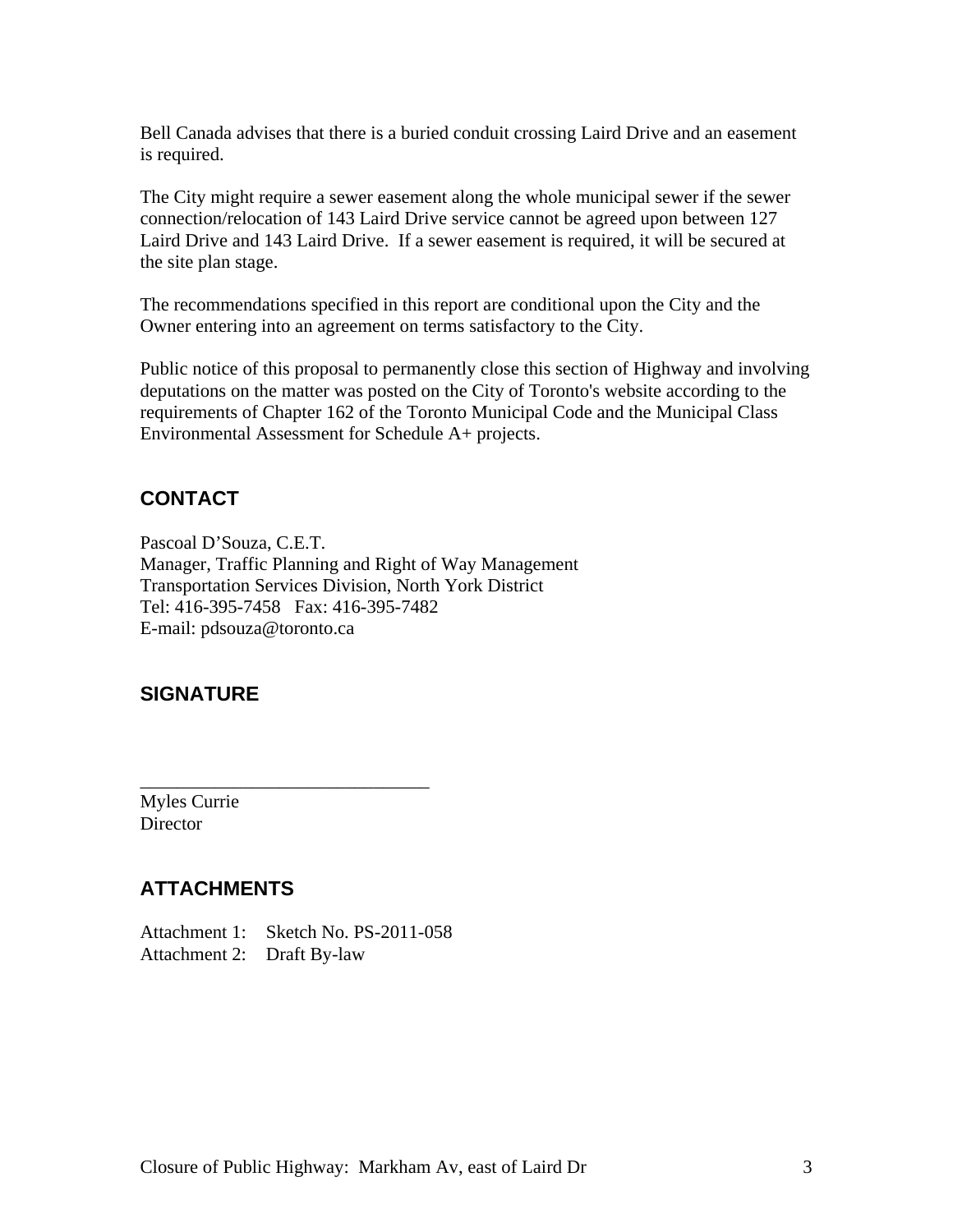Bell Canada advises that there is a buried conduit crossing Laird Drive and an easement is required.

The City might require a sewer easement along the whole municipal sewer if the sewer connection/relocation of 143 Laird Drive service cannot be agreed upon between 127 Laird Drive and 143 Laird Drive. If a sewer easement is required, it will be secured at the site plan stage.

The recommendations specified in this report are conditional upon the City and the Owner entering into an agreement on terms satisfactory to the City.

Public notice of this proposal to permanently close this section of Highway and involving deputations on the matter was posted on the City of Toronto's website according to the requirements of Chapter 162 of the Toronto Municipal Code and the Municipal Class Environmental Assessment for Schedule A+ projects.

## CONTACT

Pascoal D’Souza, C.E.T.
Manager, Traffic Planning and Right of Way Management
Transportation Services Division, North York District
Tel: 416-395-7458 Fax: 416-395-7482
E-mail: pdsouza@toronto.ca

## SIGNATURE

_______________________________
Myles Currie
Director

## ATTACHMENTS

Attachment 1: Sketch No. PS-2011-058
Attachment 2: Draft By-law